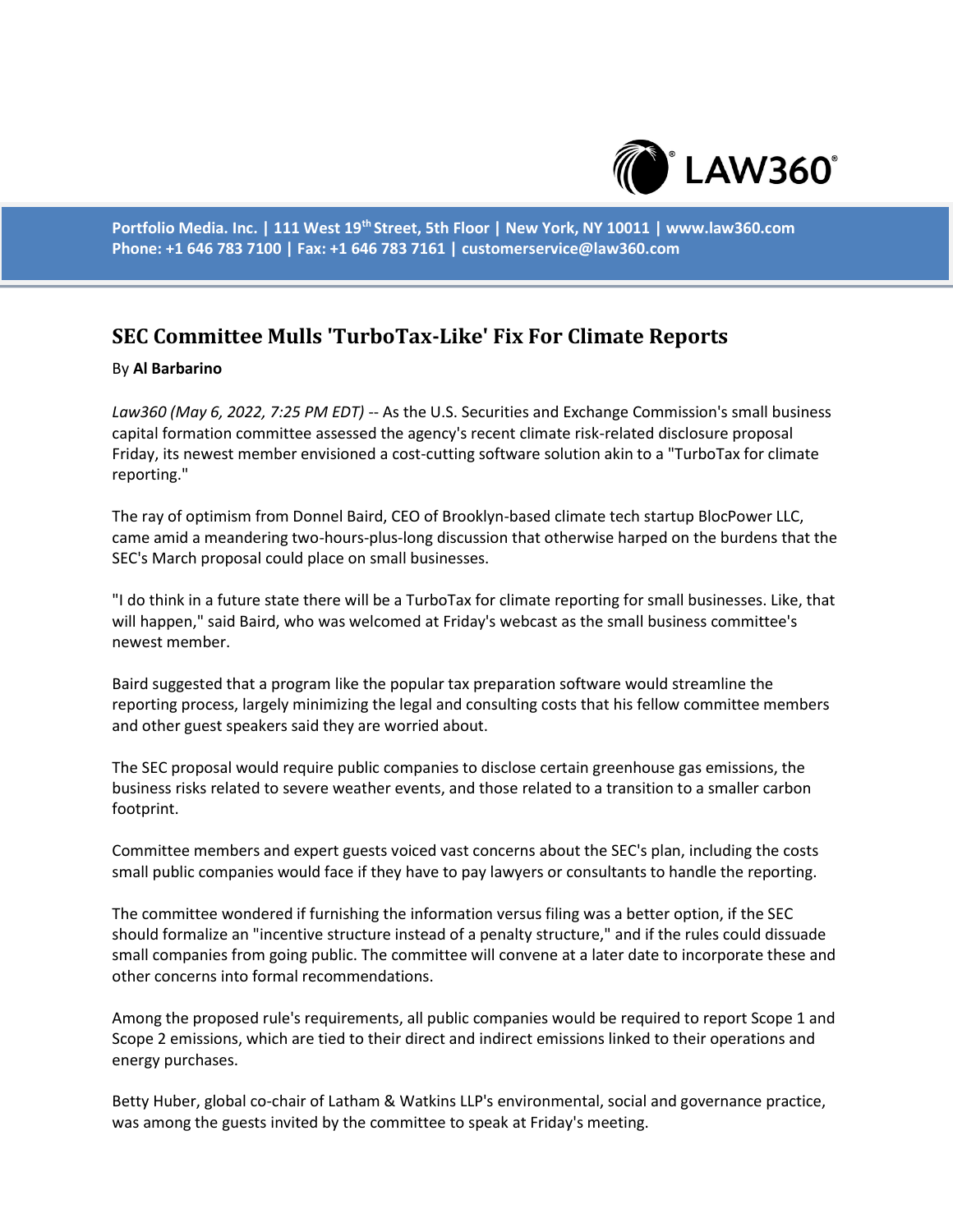Portfolio Media. Inc. | 111 West 19th Street, 5th Floor | New York, NY 10011 | www.law360.com
Phone: +1 646 783 7100 | Fax: +1 646 783 7161 | customerservice@law360.com

# SEC Committee Mulls 'TurboTax-Like' Fix For Climate Reports

By **Al Barbarino**

*Law360 (May 6, 2022, 7:25 PM EDT)* -- As the U.S. Securities and Exchange Commission's small business capital formation committee assessed the agency's recent climate risk-related disclosure proposal Friday, its newest member envisioned a cost-cutting software solution akin to a "TurboTax for climate reporting."

The ray of optimism from Donnel Baird, CEO of Brooklyn-based climate tech startup BlocPower LLC, came amid a meandering two-hours-plus-long discussion that otherwise harped on the burdens that the SEC's March proposal could place on small businesses.

"I do think in a future state there will be a TurboTax for climate reporting for small businesses. Like, that will happen," said Baird, who was welcomed at Friday's webcast as the small business committee's newest member.

Baird suggested that a program like the popular tax preparation software would streamline the reporting process, largely minimizing the legal and consulting costs that his fellow committee members and other guest speakers said they are worried about.

The SEC proposal would require public companies to disclose certain greenhouse gas emissions, the business risks related to severe weather events, and those related to a transition to a smaller carbon footprint.

Committee members and expert guests voiced vast concerns about the SEC's plan, including the costs small public companies would face if they have to pay lawyers or consultants to handle the reporting.

The committee wondered if furnishing the information versus filing was a better option, if the SEC should formalize an "incentive structure instead of a penalty structure," and if the rules could dissuade small companies from going public. The committee will convene at a later date to incorporate these and other concerns into formal recommendations.

Among the proposed rule's requirements, all public companies would be required to report Scope 1 and Scope 2 emissions, which are tied to their direct and indirect emissions linked to their operations and energy purchases.

Betty Huber, global co-chair of Latham & Watkins LLP's environmental, social and governance practice, was among the guests invited by the committee to speak at Friday's meeting.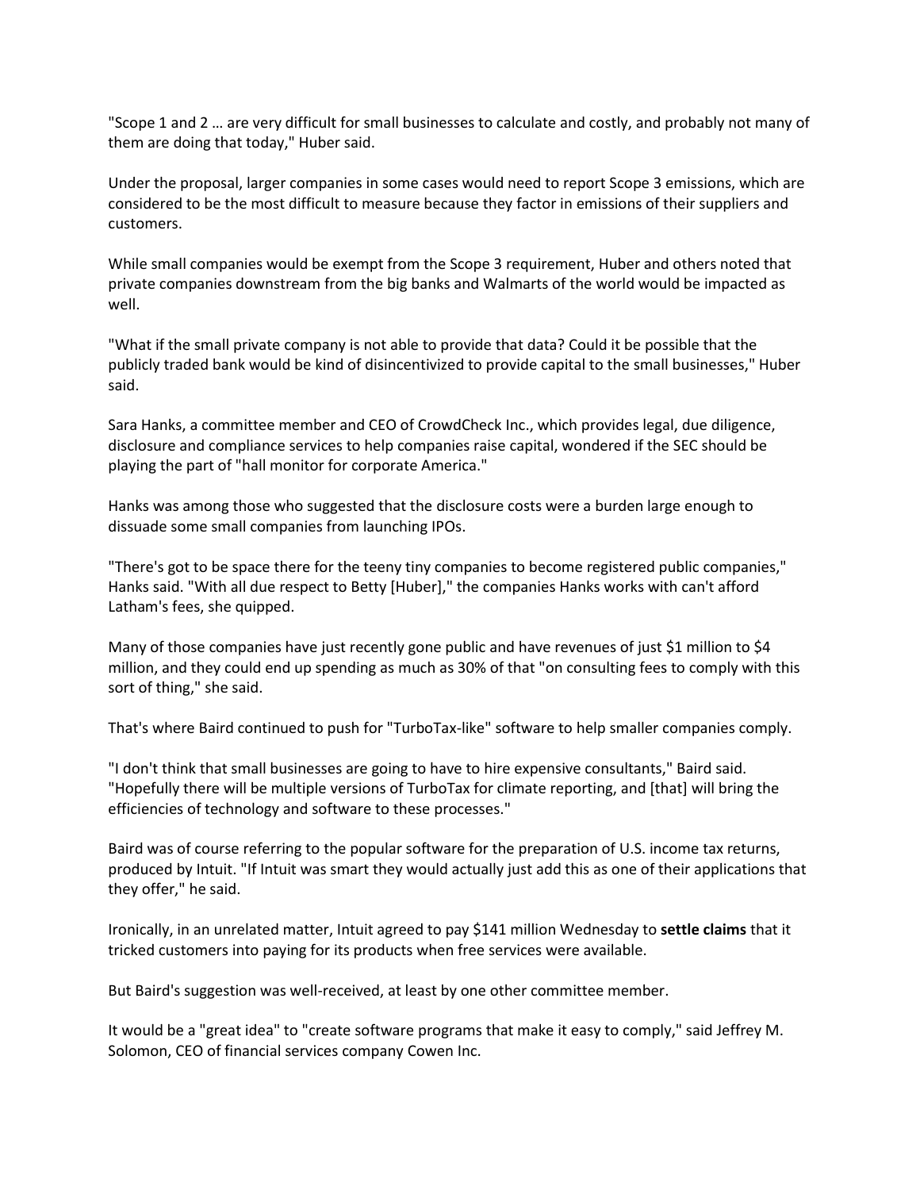"Scope 1 and 2 … are very difficult for small businesses to calculate and costly, and probably not many of them are doing that today," Huber said.

Under the proposal, larger companies in some cases would need to report Scope 3 emissions, which are considered to be the most difficult to measure because they factor in emissions of their suppliers and customers.

While small companies would be exempt from the Scope 3 requirement, Huber and others noted that private companies downstream from the big banks and Walmarts of the world would be impacted as well.

"What if the small private company is not able to provide that data? Could it be possible that the publicly traded bank would be kind of disincentivized to provide capital to the small businesses," Huber said.

Sara Hanks, a committee member and CEO of CrowdCheck Inc., which provides legal, due diligence, disclosure and compliance services to help companies raise capital, wondered if the SEC should be playing the part of "hall monitor for corporate America."

Hanks was among those who suggested that the disclosure costs were a burden large enough to dissuade some small companies from launching IPOs.

"There's got to be space there for the teeny tiny companies to become registered public companies," Hanks said. "With all due respect to Betty [Huber]," the companies Hanks works with can't afford Latham's fees, she quipped.

Many of those companies have just recently gone public and have revenues of just $1 million to $4 million, and they could end up spending as much as 30% of that "on consulting fees to comply with this sort of thing," she said.

That's where Baird continued to push for "TurboTax-like" software to help smaller companies comply.

"I don't think that small businesses are going to have to hire expensive consultants," Baird said. "Hopefully there will be multiple versions of TurboTax for climate reporting, and [that] will bring the efficiencies of technology and software to these processes."

Baird was of course referring to the popular software for the preparation of U.S. income tax returns, produced by Intuit. "If Intuit was smart they would actually just add this as one of their applications that they offer," he said.

Ironically, in an unrelated matter, Intuit agreed to pay $141 million Wednesday to **settle claims** that it tricked customers into paying for its products when free services were available.

But Baird's suggestion was well-received, at least by one other committee member.

It would be a "great idea" to "create software programs that make it easy to comply," said Jeffrey M. Solomon, CEO of financial services company Cowen Inc.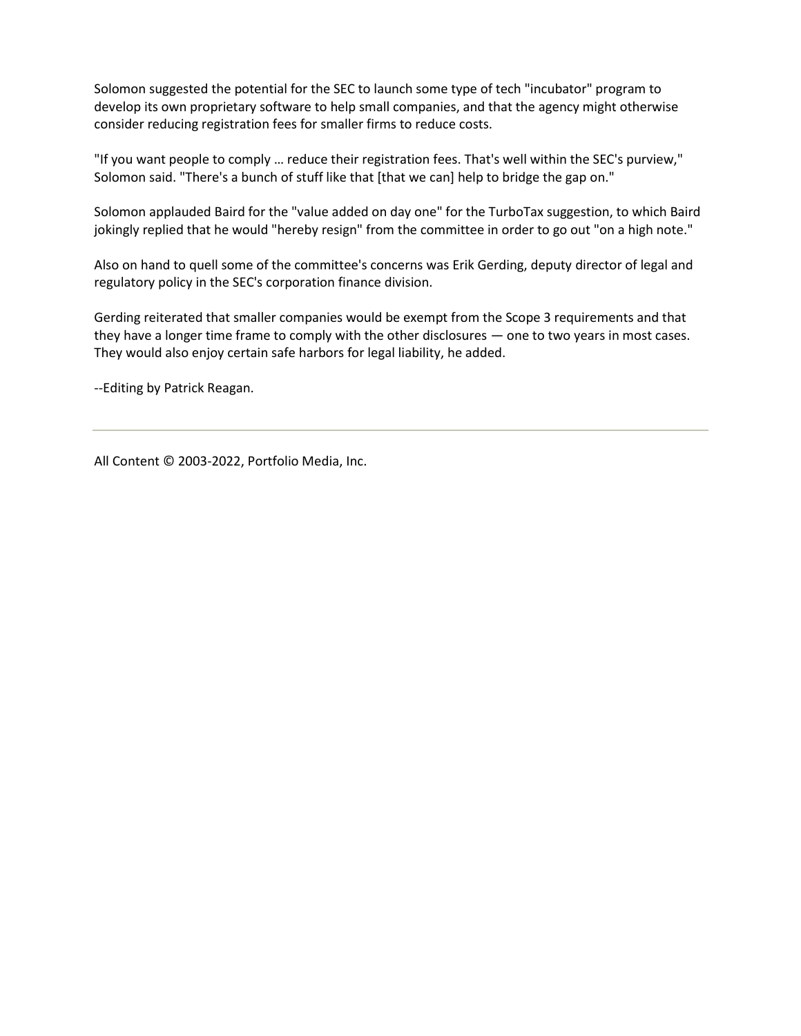Solomon suggested the potential for the SEC to launch some type of tech "incubator" program to develop its own proprietary software to help small companies, and that the agency might otherwise consider reducing registration fees for smaller firms to reduce costs.

"If you want people to comply … reduce their registration fees. That's well within the SEC's purview," Solomon said. "There's a bunch of stuff like that [that we can] help to bridge the gap on."

Solomon applauded Baird for the "value added on day one" for the TurboTax suggestion, to which Baird jokingly replied that he would "hereby resign" from the committee in order to go out "on a high note."

Also on hand to quell some of the committee's concerns was Erik Gerding, deputy director of legal and regulatory policy in the SEC's corporation finance division.

Gerding reiterated that smaller companies would be exempt from the Scope 3 requirements and that they have a longer time frame to comply with the other disclosures — one to two years in most cases. They would also enjoy certain safe harbors for legal liability, he added.

--Editing by Patrick Reagan.

---

All Content © 2003-2022, Portfolio Media, Inc.